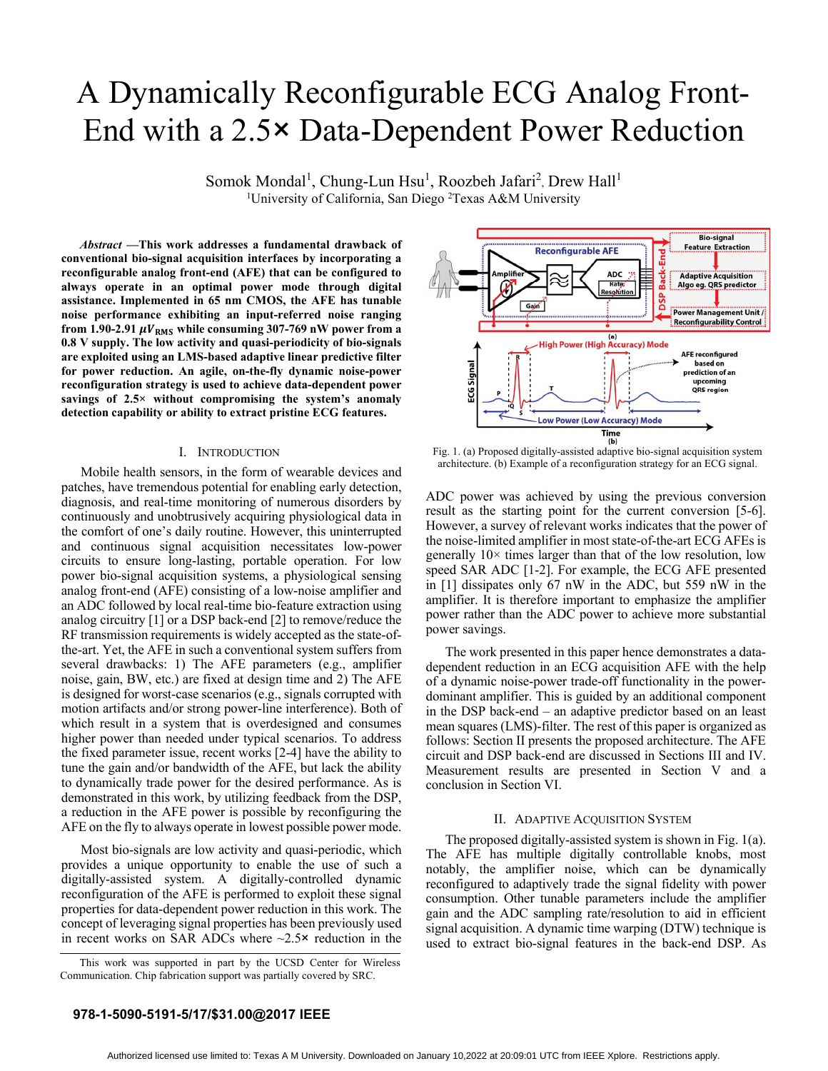# A Dynamically Reconfigurable ECG Analog Front-End with a 2.5× Data-Dependent Power Reduction

Somok Mondal[1], Chung-Lun Hsu[1], Roozbeh Jafari[2], Drew Hall[1]
[1]University of California, San Diego [2]Texas A&M University

***Abstract* —This work addresses a fundamental drawback of conventional bio-signal acquisition interfaces by incorporating a reconfigurable analog front-end (AFE) that can be configured to always operate in an optimal power mode through digital assistance. Implemented in 65 nm CMOS, the AFE has tunable noise performance exhibiting an input-referred noise ranging from 1.90-2.91 $\mu V_{RMS}$ while consuming 307-769 nW power from a 0.8 V supply. The low activity and quasi-periodicity of bio-signals are exploited using an LMS-based adaptive linear predictive filter for power reduction. An agile, on-the-fly dynamic noise-power reconfiguration strategy is used to achieve data-dependent power savings of 2.5× without compromising the system's anomaly detection capability or ability to extract pristine ECG features.**

## I. Introduction

Mobile health sensors, in the form of wearable devices and patches, have tremendous potential for enabling early detection, diagnosis, and real-time monitoring of numerous disorders by continuously and unobtrusively acquiring physiological data in the comfort of one's daily routine. However, this uninterrupted and continuous signal acquisition necessitates low-power circuits to ensure long-lasting, portable operation. For low power bio-signal acquisition systems, a physiological sensing analog front-end (AFE) consisting of a low-noise amplifier and an ADC followed by local real-time bio-feature extraction using analog circuitry [1] or a DSP back-end [2] to remove/reduce the RF transmission requirements is widely accepted as the state-of-the-art. Yet, the AFE in such a conventional system suffers from several drawbacks: 1) The AFE parameters (e.g., amplifier noise, gain, BW, etc.) are fixed at design time and 2) The AFE is designed for worst-case scenarios (e.g., signals corrupted with motion artifacts and/or strong power-line interference). Both of which result in a system that is overdesigned and consumes higher power than needed under typical scenarios. To address the fixed parameter issue, recent works [2-4] have the ability to tune the gain and/or bandwidth of the AFE, but lack the ability to dynamically trade power for the desired performance. As is demonstrated in this work, by utilizing feedback from the DSP, a reduction in the AFE power is possible by reconfiguring the AFE on the fly to always operate in lowest possible power mode.

Most bio-signals are low activity and quasi-periodic, which provides a unique opportunity to enable the use of such a digitally-assisted system. A digitally-controlled dynamic reconfiguration of the AFE is performed to exploit these signal properties for data-dependent power reduction in this work. The concept of leveraging signal properties has been previously used in recent works on SAR ADCs where ~2.5× reduction in the ADC power was achieved by using the previous conversion result as the starting point for the current conversion [5-6]. However, a survey of relevant works indicates that the power of the noise-limited amplifier in most state-of-the-art ECG AFEs is generally 10× times larger than that of the low resolution, low speed SAR ADC [1-2]. For example, the ECG AFE presented in [1] dissipates only 67 nW in the ADC, but 559 nW in the amplifier. It is therefore important to emphasize the amplifier power rather than the ADC power to achieve more substantial power savings.

Fig. 1. (a) Proposed digitally-assisted adaptive bio-signal acquisition system architecture. (b) Example of a reconfiguration strategy for an ECG signal.

The work presented in this paper hence demonstrates a data-dependent reduction in an ECG acquisition AFE with the help of a dynamic noise-power trade-off functionality in the power-dominant amplifier. This is guided by an additional component in the DSP back-end – an adaptive predictor based on an least mean squares (LMS)-filter. The rest of this paper is organized as follows: Section II presents the proposed architecture. The AFE circuit and DSP back-end are discussed in Sections III and IV. Measurement results are presented in Section V and a conclusion in Section VI.

## II. Adaptive Acquisition System

The proposed digitally-assisted system is shown in Fig. 1(a). The AFE has multiple digitally controllable knobs, most notably, the amplifier noise, which can be dynamically reconfigured to adaptively trade the signal fidelity with power consumption. Other tunable parameters include the amplifier gain and the ADC sampling rate/resolution to aid in efficient signal acquisition. A dynamic time warping (DTW) technique is used to extract bio-signal features in the back-end DSP. As

This work was supported in part by the UCSD Center for Wireless Communication. Chip fabrication support was partially covered by SRC.

978-1-5090-5191-5/17/$31.00@2017 IEEE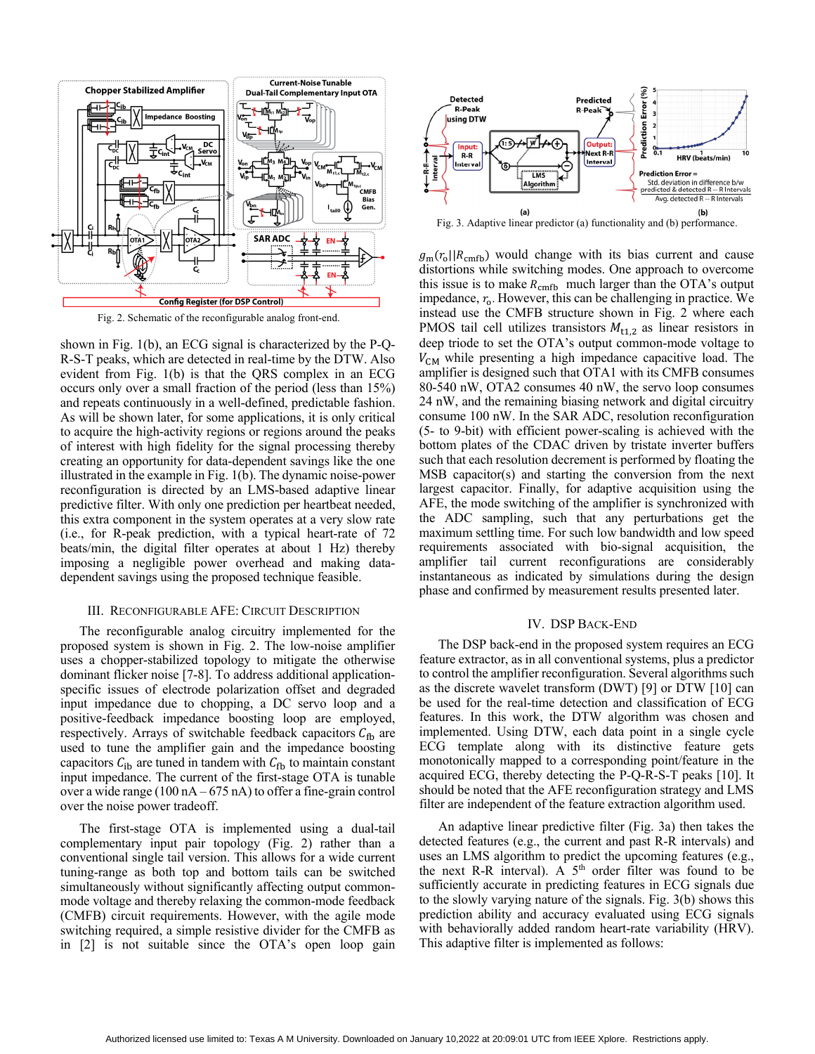Fig. 2. Schematic of the reconfigurable analog front-end.

shown in Fig. 1(b), an ECG signal is characterized by the P-Q-R-S-T peaks, which are detected in real-time by the DTW. Also evident from Fig. 1(b) is that the QRS complex in an ECG occurs only over a small fraction of the period (less than 15%) and repeats continuously in a well-defined, predictable fashion. As will be shown later, for some applications, it is only critical to acquire the high-activity regions or regions around the peaks of interest with high fidelity for the signal processing thereby creating an opportunity for data-dependent savings like the one illustrated in the example in Fig. 1(b). The dynamic noise-power reconfiguration is directed by an LMS-based adaptive linear predictive filter. With only one prediction per heartbeat needed, this extra component in the system operates at a very slow rate (i.e., for R-peak prediction, with a typical heart-rate of 72 beats/min, the digital filter operates at about 1 Hz) thereby imposing a negligible power overhead and making data-dependent savings using the proposed technique feasible.

## III. Reconfigurable AFE: Circuit Description

The reconfigurable analog circuitry implemented for the proposed system is shown in Fig. 2. The low-noise amplifier uses a chopper-stabilized topology to mitigate the otherwise dominant flicker noise [7-8]. To address additional application-specific issues of electrode polarization offset and degraded input impedance due to chopping, a DC servo loop and a positive-feedback impedance boosting loop are employed, respectively. Arrays of switchable feedback capacitors $C_{fb}$ are used to tune the amplifier gain and the impedance boosting capacitors $C_{ib}$ are tuned in tandem with $C_{fb}$ to maintain constant input impedance. The current of the first-stage OTA is tunable over a wide range (100 nA – 675 nA) to offer a fine-grain control over the noise power tradeoff.

The first-stage OTA is implemented using a dual-tail complementary input pair topology (Fig. 2) rather than a conventional single tail version. This allows for a wide current tuning-range as both top and bottom tails can be switched simultaneously without significantly affecting output common-mode voltage and thereby relaxing the common-mode feedback (CMFB) circuit requirements. However, with the agile mode switching required, a simple resistive divider for the CMFB as in [2] is not suitable since the OTA's open loop gain $g_m(r_o||R_{cmfb})$ would change with its bias current and cause distortions while switching modes. One approach to overcome this issue is to make $R_{cmfb}$ much larger than the OTA's output impedance, $r_o$. However, this can be challenging in practice. We instead use the CMFB structure shown in Fig. 2 where each PMOS tail cell utilizes transistors $M_{t1,2}$ as linear resistors in deep triode to set the OTA's output common-mode voltage to $V_{CM}$ while presenting a high impedance capacitive load. The amplifier is designed such that OTA1 with its CMFB consumes 80-540 nW, OTA2 consumes 40 nW, the servo loop consumes 24 nW, and the remaining biasing network and digital circuitry consume 100 nW. In the SAR ADC, resolution reconfiguration (5- to 9-bit) with efficient power-scaling is achieved with the bottom plates of the CDAC driven by tristate inverter buffers such that each resolution decrement is performed by floating the MSB capacitor(s) and starting the conversion from the next largest capacitor. Finally, for adaptive acquisition using the AFE, the mode switching of the amplifier is synchronized with the ADC sampling, such that any perturbations get the maximum settling time. For such low bandwidth and low speed requirements associated with bio-signal acquisition, the amplifier tail current reconfigurations are considerably instantaneous as indicated by simulations during the design phase and confirmed by measurement results presented later.

Fig. 3. Adaptive linear predictor (a) functionality and (b) performance.

## IV. DSP Back-End

The DSP back-end in the proposed system requires an ECG feature extractor, as in all conventional systems, plus a predictor to control the amplifier reconfiguration. Several algorithms such as the discrete wavelet transform (DWT) [9] or DTW [10] can be used for the real-time detection and classification of ECG features. In this work, the DTW algorithm was chosen and implemented. Using DTW, each data point in a single cycle ECG template along with its distinctive feature gets monotonically mapped to a corresponding point/feature in the acquired ECG, thereby detecting the P-Q-R-S-T peaks [10]. It should be noted that the AFE reconfiguration strategy and LMS filter are independent of the feature extraction algorithm used.

An adaptive linear predictive filter (Fig. 3a) then takes the detected features (e.g., the current and past R-R intervals) and uses an LMS algorithm to predict the upcoming features (e.g., the next R-R interval). A 5th order filter was found to be sufficiently accurate in predicting features in ECG signals due to the slowly varying nature of the signals. Fig. 3(b) shows this prediction ability and accuracy evaluated using ECG signals with behaviorally added random heart-rate variability (HRV). This adaptive filter is implemented as follows: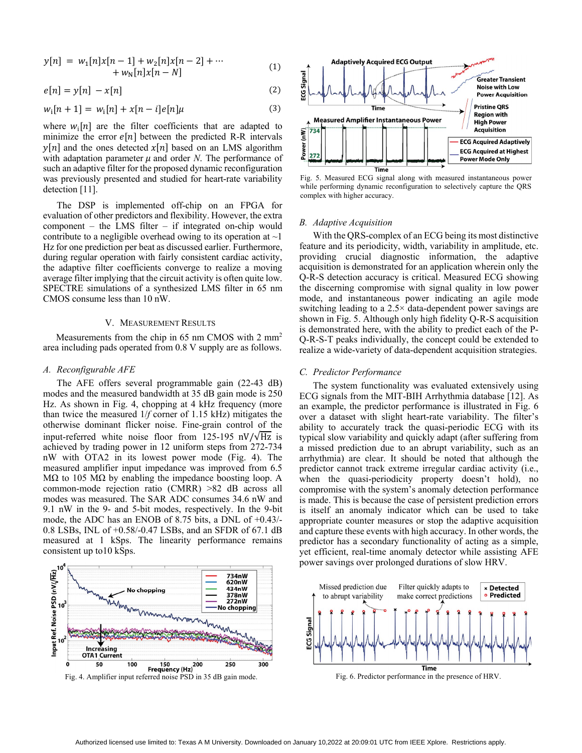$$y[n] = w_1[n]x[n-1] + w_2[n]x[n-2] + \cdots + w_N[n]x[n-N] \quad (1)$$

$$e[n] = y[n] - x[n] \quad (2)$$

$$w_i[n+1] = w_i[n] + x[n-i]e[n]\mu \quad (3)$$

where $w_i[n]$ are the filter coefficients that are adapted to minimize the error $e[n]$ between the predicted R-R intervals $y[n]$ and the ones detected $x[n]$ based on an LMS algorithm with adaptation parameter $\mu$ and order $N$. The performance of such an adaptive filter for the proposed dynamic reconfiguration was previously presented and studied for heart-rate variability detection [11].

The DSP is implemented off-chip on an FPGA for evaluation of other predictors and flexibility. However, the extra component – the LMS filter – if integrated on-chip would contribute to a negligible overhead owing to its operation at ~1 Hz for one prediction per beat as discussed earlier. Furthermore, during regular operation with fairly consistent cardiac activity, the adaptive filter coefficients converge to realize a moving average filter implying that the circuit activity is often quite low. SPECTRE simulations of a synthesized LMS filter in 65 nm CMOS consume less than 10 nW.

## V. Measurement Results

Measurements from the chip in 65 nm CMOS with 2 mm$^2$ area including pads operated from 0.8 V supply are as follows.

### A. Reconfigurable AFE

The AFE offers several programmable gain (22-43 dB) modes and the measured bandwidth at 35 dB gain mode is 250 Hz. As shown in Fig. 4, chopping at 4 kHz frequency (more than twice the measured $1/f$ corner of 1.15 kHz) mitigates the otherwise dominant flicker noise. Fine-grain control of the input-referred white noise floor from 125-195 nV/$\sqrt{\text{Hz}}$ is achieved by trading power in 12 uniform steps from 272-734 nW with OTA2 in its lowest power mode (Fig. 4). The measured amplifier input impedance was improved from 6.5 MΩ to 105 MΩ by enabling the impedance boosting loop. A common-mode rejection ratio (CMRR) >82 dB across all modes was measured. The SAR ADC consumes 34.6 nW and 9.1 nW in the 9- and 5-bit modes, respectively. In the 9-bit mode, the ADC has an ENOB of 8.75 bits, a DNL of +0.43/-0.8 LSBs, INL of +0.58/-0.47 LSBs, and an SFDR of 67.1 dB measured at 1 kSps. The linearity performance remains consistent up to10 kSps.

Fig. 4. Amplifier input referred noise PSD in 35 dB gain mode.

Fig. 5. Measured ECG signal along with measured instantaneous power while performing dynamic reconfiguration to selectively capture the QRS complex with higher accuracy.

### B. Adaptive Acquisition

With the QRS-complex of an ECG being its most distinctive feature and its periodicity, width, variability in amplitude, etc. providing crucial diagnostic information, the adaptive acquisition is demonstrated for an application wherein only the Q-R-S detection accuracy is critical. Measured ECG showing the discerning compromise with signal quality in low power mode, and instantaneous power indicating an agile mode switching leading to a 2.5× data-dependent power savings are shown in Fig. 5. Although only high fidelity Q-R-S acquisition is demonstrated here, with the ability to predict each of the P-Q-R-S-T peaks individually, the concept could be extended to realize a wide-variety of data-dependent acquisition strategies.

### C. Predictor Performance

The system functionality was evaluated extensively using ECG signals from the MIT-BIH Arrhythmia database [12]. As an example, the predictor performance is illustrated in Fig. 6 over a dataset with slight heart-rate variability. The filter's ability to accurately track the quasi-periodic ECG with its typical slow variability and quickly adapt (after suffering from a missed prediction due to an abrupt variability, such as an arrhythmia) are clear. It should be noted that although the predictor cannot track extreme irregular cardiac activity (i.e., when the quasi-periodicity property doesn't hold), no compromise with the system's anomaly detection performance is made. This is because the case of persistent prediction errors is itself an anomaly indicator which can be used to take appropriate counter measures or stop the adaptive acquisition and capture these events with high accuracy. In other words, the predictor has a secondary functionality of acting as a simple, yet efficient, real-time anomaly detector while assisting AFE power savings over prolonged durations of slow HRV.

Fig. 6. Predictor performance in the presence of HRV.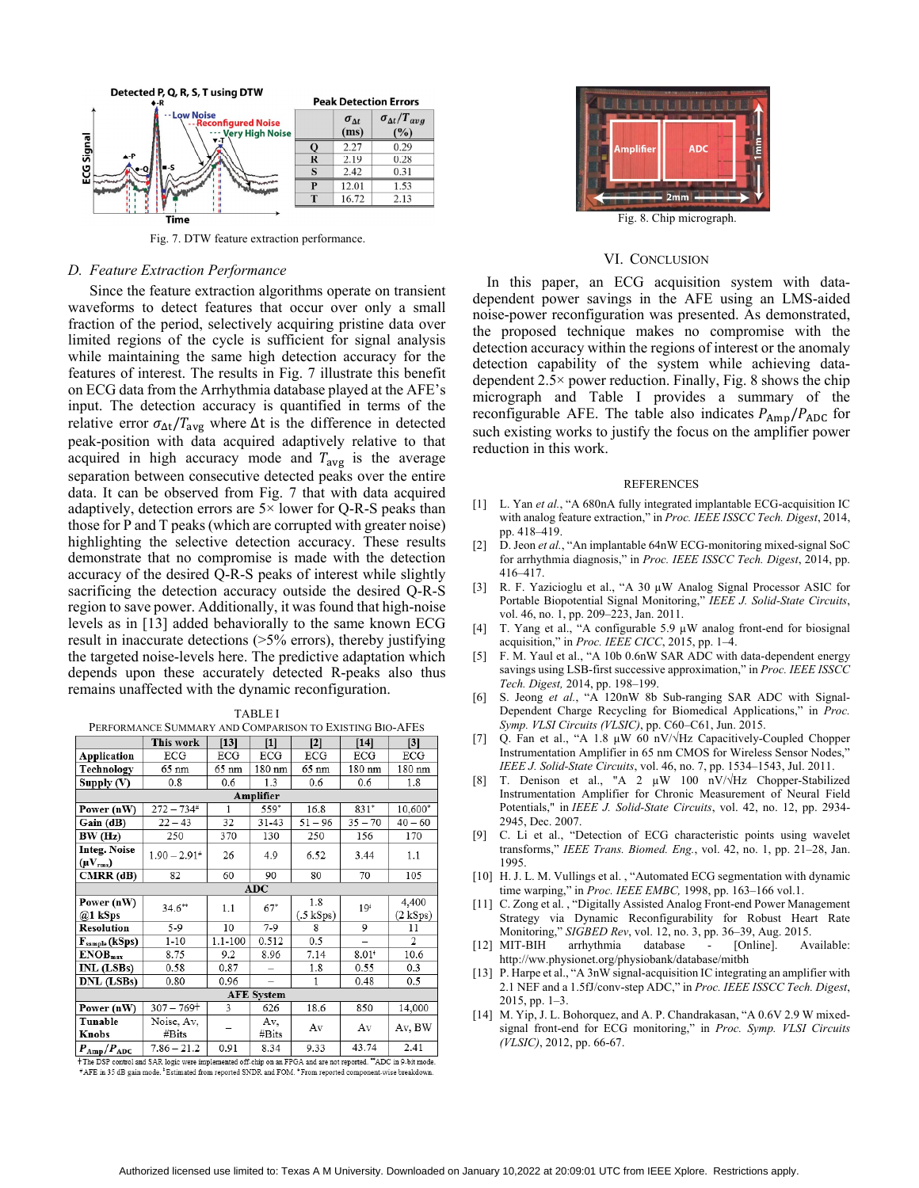Detected P, Q, R, S, T using DTW

ECG Signal

Time

R

Low Noise

Reconfigured Noise

Very High Noise

P

Q

S

T

Peak Detection Errors

| | $\sigma_{\Delta t}$ (ms) | $\sigma_{\Delta t}/T_{avg}$ (%) |
|---|---|---|
| Q | 2.27 | 0.29 |
| R | 2.19 | 0.28 |
| S | 2.42 | 0.31 |
| P | 12.01 | 1.53 |
| T | 16.72 | 2.13 |

Fig. 7. DTW feature extraction performance.

### D. Feature Extraction Performance

Since the feature extraction algorithms operate on transient waveforms to detect features that occur over only a small fraction of the period, selectively acquiring pristine data over limited regions of the cycle is sufficient for signal analysis while maintaining the same high detection accuracy for the features of interest. The results in Fig. 7 illustrate this benefit on ECG data from the Arrhythmia database played at the AFE's input. The detection accuracy is quantified in terms of the relative error $\sigma_{\Delta t}/T_{avg}$ where $\Delta t$ is the difference in detected peak-position with data acquired adaptively relative to that acquired in high accuracy mode and $T_{avg}$ is the average separation between consecutive detected peaks over the entire data. It can be observed from Fig. 7 that with data acquired adaptively, detection errors are 5× lower for Q-R-S peaks than those for P and T peaks (which are corrupted with greater noise) highlighting the selective detection accuracy. These results demonstrate that no compromise is made with the detection accuracy of the desired Q-R-S peaks of interest while slightly sacrificing the detection accuracy outside the desired Q-R-S region to save power. Additionally, it was found that high-noise levels as in [13] added behaviorally to the same known ECG result in inaccurate detections (>5% errors), thereby justifying the targeted noise-levels here. The predictive adaptation which depends upon these accurately detected R-peaks also thus remains unaffected with the dynamic reconfiguration.

TABLE I
PERFORMANCE SUMMARY AND COMPARISON TO EXISTING BIO-AFES

| | This work | [13] | [1] | [2] | [14] | [3] |
|---|---|---|---|---|---|---|
| **Application** | ECG | ECG | ECG | ECG | ECG | ECG |
| **Technology** | 65 nm | 65 nm | 180 nm | 65 nm | 180 nm | 180 nm |
| **Supply (V)** | 0.8 | 0.6 | 1.3 | 0.6 | 0.6 | 1.8 |
| **Amplifier** | | | | | | |
| **Power (nW)** | 272 – 734‡ | 1 | 559* | 16.8 | 831* | 10,600* |
| **Gain (dB)** | 22 – 43 | 32 | 31-43 | 51 – 96 | 35 – 70 | 40 – 60 |
| **BW (Hz)** | 250 | 370 | 130 | 250 | 156 | 170 |
| **Integ. Noise ($\mu V_{rms}$)** | 1.90 – 2.91‡ | 26 | 4.9 | 6.52 | 3.44 | 1.1 |
| **CMRR (dB)** | 82 | 60 | 90 | 80 | 70 | 105 |
| **ADC** | | | | | | |
| **Power (nW) @1 kSps** | 34.6** | 1.1 | 67* | 1.8 (.5 kSps) | 19† | 4,400 (2 kSps) |
| **Resolution** | 5-9 | 10 | 7-9 | 8 | 9 | 11 |
| **$F_{sample}$ (kSps)** | 1-10 | 1.1-100 | 0.512 | 0.5 | – | 2 |
| **$ENOB_{max}$** | 8.75 | 9.2 | 8.96 | 7.14 | 8.01† | 10.6 |
| **INL (LSBs)** | 0.58 | 0.87 | – | 1.8 | 0.55 | 0.3 |
| **DNL (LSBs)** | 0.80 | 0.96 | – | 1 | 0.48 | 0.5 |
| **AFE System** | | | | | | |
| **Power (nW)** | 307 – 769‡ | 3 | 626 | 18.6 | 850 | 14,000 |
| **Tunable Knobs** | Noise, Av, #Bits | – | Av, #Bits | Av | Av | Av, BW |
| **$P_{Amp}/P_{ADC}$** | 7.86 – 21.2 | 0.91 | 8.34 | 9.33 | 43.74 | 2.41 |

‡The DSP control and SAR logic were implemented off-chip on an FPGA and are not reported. **ADC in 9-bit mode.
*AFE in 35 dB gain mode. †Estimated from reported SNDR and FOM. *From reported component-wise breakdown.

Amplifier ADC 1mm 2mm

Fig. 8. Chip micrograph.

## VI. Conclusion

In this paper, an ECG acquisition system with data-dependent power savings in the AFE using an LMS-aided noise-power reconfiguration was presented. As demonstrated, the proposed technique makes no compromise with the detection accuracy within the regions of interest or the anomaly detection capability of the system while achieving data-dependent 2.5× power reduction. Finally, Fig. 8 shows the chip micrograph and Table I provides a summary of the reconfigurable AFE. The table also indicates $P_{Amp}/P_{ADC}$ for such existing works to justify the focus on the amplifier power reduction in this work.

## References

[1] L. Yan *et al.*, "A 680nA fully integrated implantable ECG-acquisition IC with analog feature extraction," in *Proc. IEEE ISSCC Tech. Digest*, 2014, pp. 418–419.

[2] D. Jeon *et al.*, "An implantable 64nW ECG-monitoring mixed-signal SoC for arrhythmia diagnosis," in *Proc. IEEE ISSCC Tech. Digest*, 2014, pp. 416–417.

[3] R. F. Yazicioglu et al., "A 30 μW Analog Signal Processor ASIC for Portable Biopotential Signal Monitoring," *IEEE J. Solid-State Circuits*, vol. 46, no. 1, pp. 209–223, Jan. 2011.

[4] T. Yang et al., "A configurable 5.9 μW analog front-end for biosignal acquisition," in *Proc. IEEE CICC*, 2015, pp. 1–4.

[5] F. M. Yaul et al., "A 10b 0.6nW SAR ADC with data-dependent energy savings using LSB-first successive approximation," in *Proc. IEEE ISSCC Tech. Digest*, 2014, pp. 198–199.

[6] S. Jeong *et al.*, "A 120nW 8b Sub-ranging SAR ADC with Signal-Dependent Charge Recycling for Biomedical Applications," in *Proc. Symp. VLSI Circuits (VLSIC)*, pp. C60–C61, Jun. 2015.

[7] Q. Fan et al., "A 1.8 μW 60 nV/√Hz Capacitively-Coupled Chopper Instrumentation Amplifier in 65 nm CMOS for Wireless Sensor Nodes," *IEEE J. Solid-State Circuits*, vol. 46, no. 7, pp. 1534–1543, Jul. 2011.

[8] T. Denison et al., "A 2 μW 100 nV/√Hz Chopper-Stabilized Instrumentation Amplifier for Chronic Measurement of Neural Field Potentials," in *IEEE J. Solid-State Circuits*, vol. 42, no. 12, pp. 2934-2945, Dec. 2007.

[9] C. Li et al., "Detection of ECG characteristic points using wavelet transforms," *IEEE Trans. Biomed. Eng.*, vol. 42, no. 1, pp. 21–28, Jan. 1995.

[10] H. J. L. M. Vullings et al. , "Automated ECG segmentation with dynamic time warping," in *Proc. IEEE EMBC,* 1998, pp. 163–166 vol.1.

[11] C. Zong et al., "Digitally Assisted Analog Front-end Power Management Strategy via Dynamic Reconfigurability for Robust Heart Rate Monitoring," *SIGBED Rev*, vol. 12, no. 3, pp. 36–39, Aug. 2015.

[12] MIT-BIH arrhythmia database - [Online]. Available: http://www.physionet.org/physiobank/database/mitbh

[13] P. Harpe et al., "A 3nW signal-acquisition IC integrating an amplifier with 2.1 NEF and a 1.5fJ/conv-step ADC," in *Proc. IEEE ISSCC Tech. Digest*, 2015, pp. 1–3.

[14] M. Yip, J. L. Bohorquez, and A. P. Chandrakasan, "A 0.6V 2.9 W mixed-signal front-end for ECG monitoring," in *Proc. Symp. VLSI Circuits (VLSIC)*, 2012, pp. 66-67.